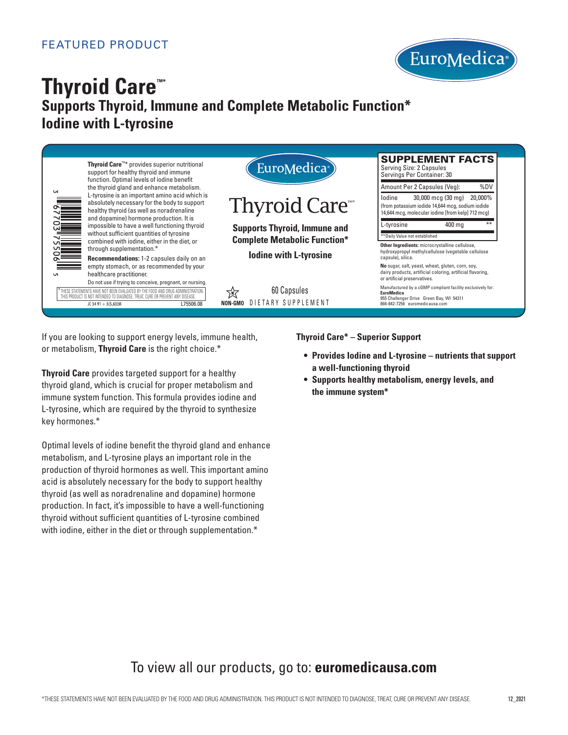FEATURED PRODUCT

EuroMedica®

# Thyroid Care™*

## Supports Thyroid, Immune and Complete Metabolic Function*
## Iodine with L-tyrosine

**Thyroid Care**™* provides superior nutritional support for healthy thyroid and immune function. Optimal levels of iodine benefit the thyroid gland and enhance metabolism. L-tyrosine is an important amino acid which is absolutely necessary for the body to support healthy thyroid (as well as noradrenaline and dopamine) hormone production. It is impossible to have a well functioning thyroid without sufficient quantities of tyrosine combined with iodine, either in the diet, or through supplementation.*

**Recommendations:** 1-2 capsules daily on an empty stomach, or as recommended by your healthcare practitioner.

Do not use if trying to conceive, pregnant, or nursing.

*THESE STATEMENTS HAVE NOT BEEN EVALUATED BY THE FOOD AND DRUG ADMINISTRATION. THIS PRODUCT IS NOT INTENDED TO DIAGNOSE, TREAT, CURE OR PREVENT ANY DISEASE.

3 67703 75506 5

JC 34 91 + 3(5,6)EM L75506.08

EuroMedica®

Thyroid Care™*

**Supports Thyroid, Immune and Complete Metabolic Function***

**Iodine with L-tyrosine**

60 Capsules

NON-GMO DIETARY SUPPLEMENT

**SUPPLEMENT FACTS**

Serving Size: 2 Capsules
Servings Per Container: 30

| Amount Per 2 Capsules (Veg): | | %DV |
|---|---|---|
| Iodine (from potassium iodide 14,644 mcg, sodium iodide 14,644 mcg, molecular iodine [from kelp] 712 mcg) | 30,000 mcg (30 mg) | 20,000% |
| L-tyrosine | 400 mg | ** |

**Daily Value not established

**Other Ingredients:** microcrystalline cellulose, hydroxypropyl methylcellulose (vegetable cellulose capsule), silica.

**No** sugar, salt, yeast, wheat, gluten, corn, soy, dairy products, artificial coloring, artificial flavoring, or artificial preservatives.

Manufactured by a cGMP compliant facility exclusively for:
**EuroMedica**
955 Challenger Drive Green Bay, WI 54311
866-842-7256 euromedicausa.com

If you are looking to support energy levels, immune health, or metabolism, **Thyroid Care** is the right choice.*

**Thyroid Care** provides targeted support for a healthy thyroid gland, which is crucial for proper metabolism and immune system function. This formula provides iodine and L-tyrosine, which are required by the thyroid to synthesize key hormones.*

Optimal levels of iodine benefit the thyroid gland and enhance metabolism, and L-tyrosine plays an important role in the production of thyroid hormones as well. This important amino acid is absolutely necessary for the body to support healthy thyroid (as well as noradrenaline and dopamine) hormone production. In fact, it's impossible to have a well-functioning thyroid without sufficient quantities of L-tyrosine combined with iodine, either in the diet or through supplementation.*

**Thyroid Care* – Superior Support**

- **Provides Iodine and L-tyrosine – nutrients that support a well-functioning thyroid**
- **Supports healthy metabolism, energy levels, and the immune system***

To view all our products, go to: **euromedicausa.com**

*THESE STATEMENTS HAVE NOT BEEN EVALUATED BY THE FOOD AND DRUG ADMINISTRATION. THIS PRODUCT IS NOT INTENDED TO DIAGNOSE, TREAT, CURE OR PREVENT ANY DISEASE.

12_2021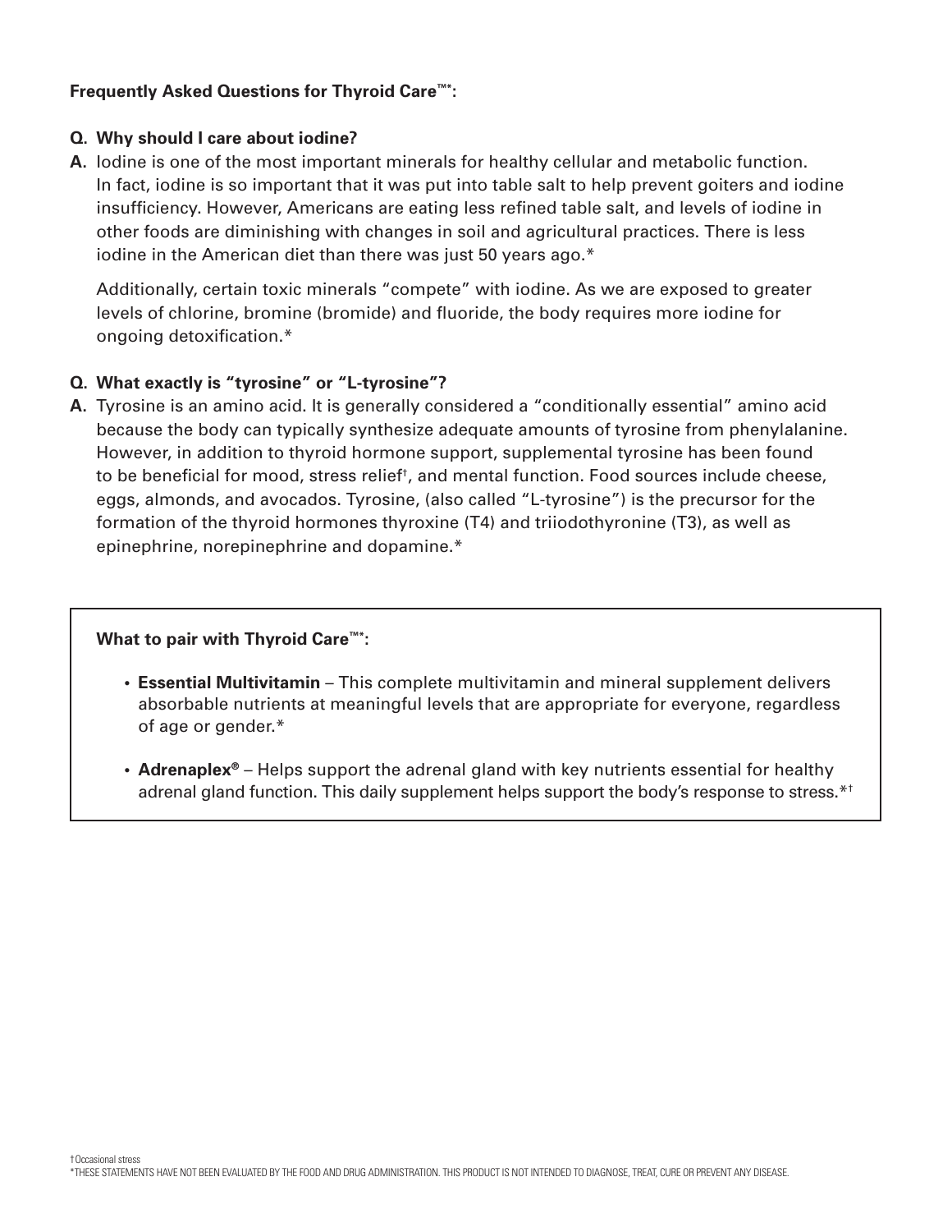**Frequently Asked Questions for Thyroid Care™*:**

**Q. Why should I care about iodine?**

**A.** Iodine is one of the most important minerals for healthy cellular and metabolic function. In fact, iodine is so important that it was put into table salt to help prevent goiters and iodine insufficiency. However, Americans are eating less refined table salt, and levels of iodine in other foods are diminishing with changes in soil and agricultural practices. There is less iodine in the American diet than there was just 50 years ago.*

Additionally, certain toxic minerals "compete" with iodine. As we are exposed to greater levels of chlorine, bromine (bromide) and fluoride, the body requires more iodine for ongoing detoxification.*

**Q. What exactly is "tyrosine" or "L-tyrosine"?**

**A.** Tyrosine is an amino acid. It is generally considered a "conditionally essential" amino acid because the body can typically synthesize adequate amounts of tyrosine from phenylalanine. However, in addition to thyroid hormone support, supplemental tyrosine has been found to be beneficial for mood, stress relief†, and mental function. Food sources include cheese, eggs, almonds, and avocados. Tyrosine, (also called "L-tyrosine") is the precursor for the formation of the thyroid hormones thyroxine (T4) and triiodothyronine (T3), as well as epinephrine, norepinephrine and dopamine.*

**What to pair with Thyroid Care™*:**

- **Essential Multivitamin** – This complete multivitamin and mineral supplement delivers absorbable nutrients at meaningful levels that are appropriate for everyone, regardless of age or gender.*
- **Adrenaplex®** – Helps support the adrenal gland with key nutrients essential for healthy adrenal gland function. This daily supplement helps support the body's response to stress.*†

†Occasional stress

*THESE STATEMENTS HAVE NOT BEEN EVALUATED BY THE FOOD AND DRUG ADMINISTRATION. THIS PRODUCT IS NOT INTENDED TO DIAGNOSE, TREAT, CURE OR PREVENT ANY DISEASE.